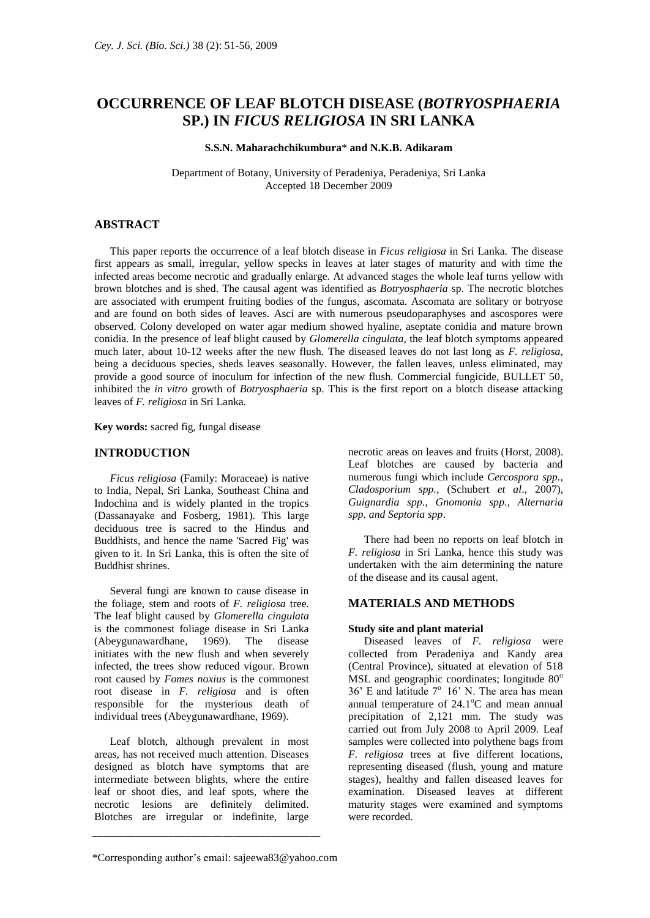# OCCURRENCE OF LEAF BLOTCH DISEASE (*BOTRYOSPHAERIA* SP.) IN *FICUS RELIGIOSA* IN SRI LANKA

**S.S.N. Maharachchikumbura*** **and N.K.B. Adikaram**

Department of Botany, University of Peradeniya, Peradeniya, Sri Lanka
Accepted 18 December 2009

## ABSTRACT

This paper reports the occurrence of a leaf blotch disease in *Ficus religiosa* in Sri Lanka. The disease first appears as small, irregular, yellow specks in leaves at later stages of maturity and with time the infected areas become necrotic and gradually enlarge. At advanced stages the whole leaf turns yellow with brown blotches and is shed. The causal agent was identified as *Botryosphaeria* sp. The necrotic blotches are associated with erumpent fruiting bodies of the fungus, ascomata. Ascomata are solitary or botryose and are found on both sides of leaves. Asci are with numerous pseudoparaphyses and ascospores were observed. Colony developed on water agar medium showed hyaline, aseptate conidia and mature brown conidia. In the presence of leaf blight caused by *Glomerella cingulata,* the leaf blotch symptoms appeared much later, about 10-12 weeks after the new flush. The diseased leaves do not last long as *F. religiosa*, being a deciduous species, sheds leaves seasonally. However, the fallen leaves, unless eliminated, may provide a good source of inoculum for infection of the new flush. Commercial fungicide, BULLET 50, inhibited the *in vitro* growth of *Botryosphaeria* sp. This is the first report on a blotch disease attacking leaves of *F. religiosa* in Sri Lanka.

**Key words:** sacred fig, fungal disease

## INTRODUCTION

*Ficus religiosa* (Family: Moraceae) is native to India, Nepal, Sri Lanka, Southeast China and Indochina and is widely planted in the tropics (Dassanayake and Fosberg, 1981). This large deciduous tree is sacred to the Hindus and Buddhists, and hence the name 'Sacred Fig' was given to it. In Sri Lanka, this is often the site of Buddhist shrines.

Several fungi are known to cause disease in the foliage, stem and roots of *F. religiosa* tree. The leaf blight caused by *Glomerella cingulata* is the commonest foliage disease in Sri Lanka (Abeygunawardhane, 1969). The disease initiates with the new flush and when severely infected, the trees show reduced vigour. Brown root caused by *Fomes noxius* is the commonest root disease in *F. religiosa* and is often responsible for the mysterious death of individual trees (Abeygunawardhane, 1969).

Leaf blotch, although prevalent in most areas, has not received much attention. Diseases designed as blotch have symptoms that are intermediate between blights, where the entire leaf or shoot dies, and leaf spots, where the necrotic lesions are definitely delimited. Blotches are irregular or indefinite, large necrotic areas on leaves and fruits (Horst, 2008). Leaf blotches are caused by bacteria and numerous fungi which include *Cercospora spp., Cladosporium spp.,* (Schubert *et al*., 2007), *Guignardia spp., Gnomonia spp., Alternaria spp. and Septoria spp*.

There had been no reports on leaf blotch in *F. religiosa* in Sri Lanka, hence this study was undertaken with the aim determining the nature of the disease and its causal agent.

## MATERIALS AND METHODS

### Study site and plant material

Diseased leaves of *F. religiosa* were collected from Peradeniya and Kandy area (Central Province), situated at elevation of 518 MSL and geographic coordinates; longitude 80$^o$ 36' E and latitude 7$^o$ 16' N. The area has mean annual temperature of 24.1$^o$C and mean annual precipitation of 2,121 mm. The study was carried out from July 2008 to April 2009. Leaf samples were collected into polythene bags from *F. religiosa* trees at five different locations, representing diseased (flush, young and mature stages), healthy and fallen diseased leaves for examination. Diseased leaves at different maturity stages were examined and symptoms were recorded.

*Corresponding author's email: sajeewa83@yahoo.com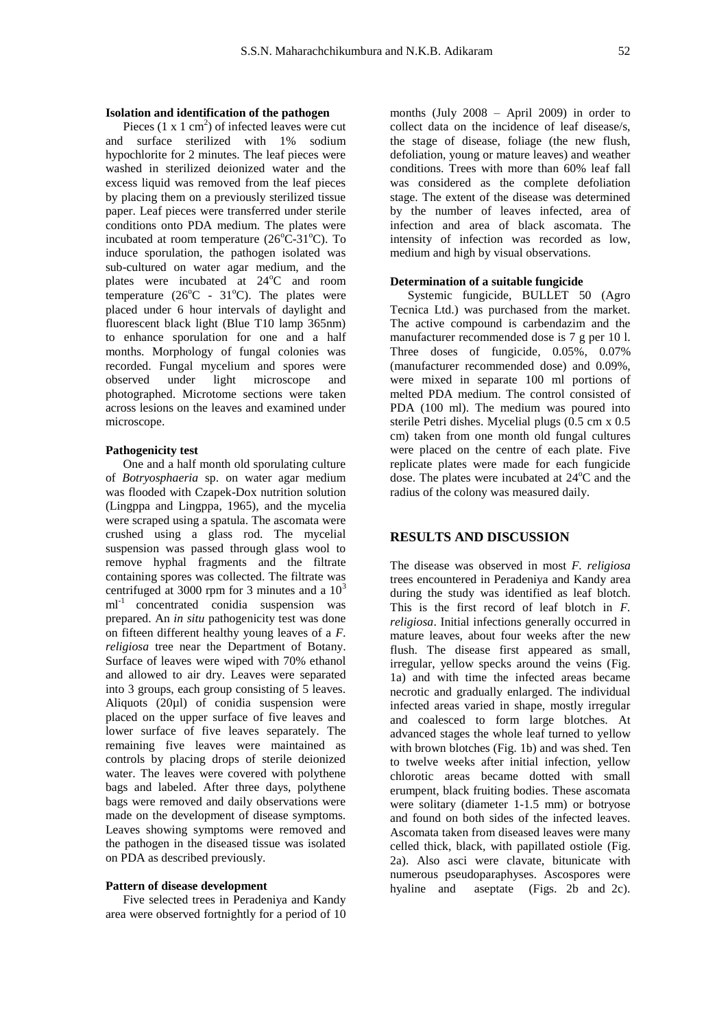### Isolation and identification of the pathogen

Pieces (1 x 1 $cm^2$) of infected leaves were cut and surface sterilized with 1% sodium hypochlorite for 2 minutes. The leaf pieces were washed in sterilized deionized water and the excess liquid was removed from the leaf pieces by placing them on a previously sterilized tissue paper. Leaf pieces were transferred under sterile conditions onto PDA medium. The plates were incubated at room temperature (26°C-31°C). To induce sporulation, the pathogen isolated was sub-cultured on water agar medium, and the plates were incubated at 24°C and room temperature (26°C - 31°C). The plates were placed under 6 hour intervals of daylight and fluorescent black light (Blue T10 lamp 365nm) to enhance sporulation for one and a half months. Morphology of fungal colonies was recorded. Fungal mycelium and spores were observed under light microscope and photographed. Microtome sections were taken across lesions on the leaves and examined under microscope.

### Pathogenicity test

One and a half month old sporulating culture of *Botryosphaeria* sp. on water agar medium was flooded with Czapek-Dox nutrition solution (Lingppa and Lingppa, 1965), and the mycelia were scraped using a spatula. The ascomata were crushed using a glass rod. The mycelial suspension was passed through glass wool to remove hyphal fragments and the filtrate containing spores was collected. The filtrate was centrifuged at 3000 rpm for 3 minutes and a $10^3$ $ml^{-1}$ concentrated conidia suspension was prepared. An *in situ* pathogenicity test was done on fifteen different healthy young leaves of a *F. religiosa* tree near the Department of Botany. Surface of leaves were wiped with 70% ethanol and allowed to air dry. Leaves were separated into 3 groups, each group consisting of 5 leaves. Aliquots (20µl) of conidia suspension were placed on the upper surface of five leaves and lower surface of five leaves separately. The remaining five leaves were maintained as controls by placing drops of sterile deionized water. The leaves were covered with polythene bags and labeled. After three days, polythene bags were removed and daily observations were made on the development of disease symptoms. Leaves showing symptoms were removed and the pathogen in the diseased tissue was isolated on PDA as described previously.

### Pattern of disease development

Five selected trees in Peradeniya and Kandy area were observed fortnightly for a period of 10 months (July 2008 – April 2009) in order to collect data on the incidence of leaf disease/s, the stage of disease, foliage (the new flush, defoliation, young or mature leaves) and weather conditions. Trees with more than 60% leaf fall was considered as the complete defoliation stage. The extent of the disease was determined by the number of leaves infected, area of infection and area of black ascomata. The intensity of infection was recorded as low, medium and high by visual observations.

### Determination of a suitable fungicide

Systemic fungicide, BULLET 50 (Agro Tecnica Ltd.) was purchased from the market. The active compound is carbendazim and the manufacturer recommended dose is 7 g per 10 l. Three doses of fungicide, 0.05%, 0.07% (manufacturer recommended dose) and 0.09%, were mixed in separate 100 ml portions of melted PDA medium. The control consisted of PDA (100 ml). The medium was poured into sterile Petri dishes. Mycelial plugs (0.5 cm x 0.5 cm) taken from one month old fungal cultures were placed on the centre of each plate. Five replicate plates were made for each fungicide dose. The plates were incubated at 24°C and the radius of the colony was measured daily.

## RESULTS AND DISCUSSION

The disease was observed in most *F. religiosa* trees encountered in Peradeniya and Kandy area during the study was identified as leaf blotch. This is the first record of leaf blotch in *F. religiosa*. Initial infections generally occurred in mature leaves, about four weeks after the new flush. The disease first appeared as small, irregular, yellow specks around the veins (Fig. 1a) and with time the infected areas became necrotic and gradually enlarged. The individual infected areas varied in shape, mostly irregular and coalesced to form large blotches. At advanced stages the whole leaf turned to yellow with brown blotches (Fig. 1b) and was shed. Ten to twelve weeks after initial infection, yellow chlorotic areas became dotted with small erumpent, black fruiting bodies. These ascomata were solitary (diameter 1-1.5 mm) or botryose and found on both sides of the infected leaves. Ascomata taken from diseased leaves were many celled thick, black, with papillated ostiole (Fig. 2a). Also asci were clavate, bitunicate with numerous pseudoparaphyses. Ascospores were hyaline and aseptate (Figs. 2b and 2c).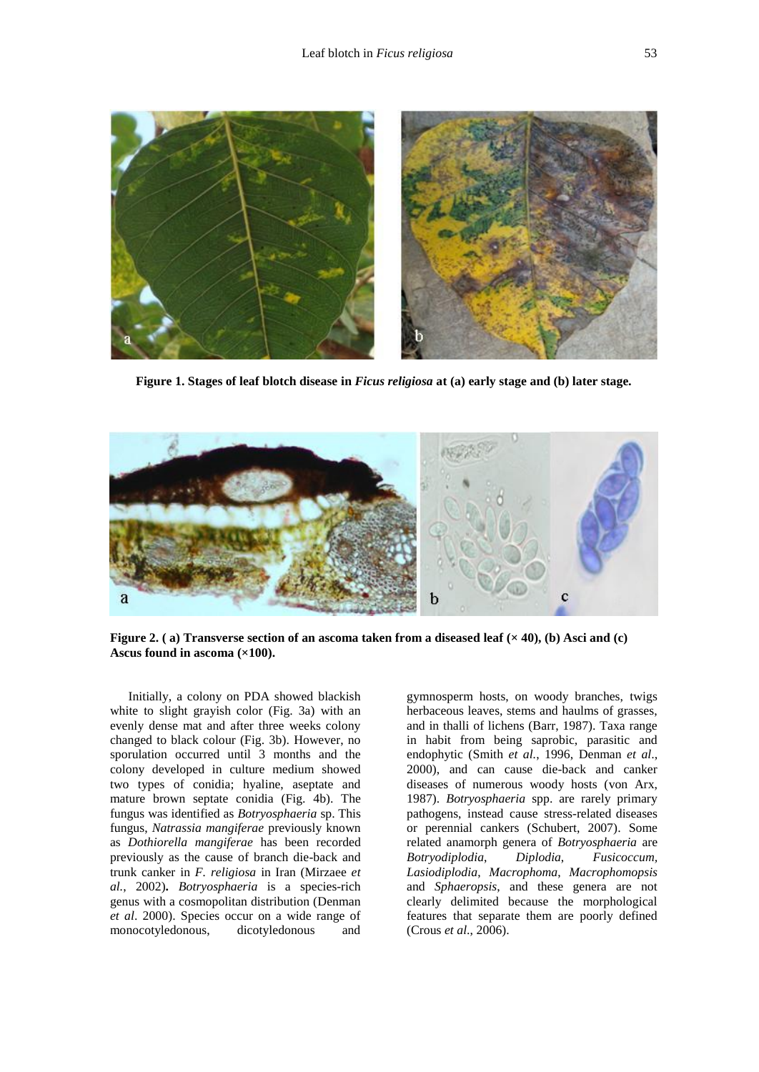**Figure 1. Stages of leaf blotch disease in *Ficus religiosa* at (a) early stage and (b) later stage.**

**Figure 2. ( a) Transverse section of an ascoma taken from a diseased leaf (× 40), (b) Asci and (c) Ascus found in ascoma (×100).**

Initially, a colony on PDA showed blackish white to slight grayish color (Fig. 3a) with an evenly dense mat and after three weeks colony changed to black colour (Fig. 3b). However, no sporulation occurred until 3 months and the colony developed in culture medium showed two types of conidia; hyaline, aseptate and mature brown septate conidia (Fig. 4b). The fungus was identified as *Botryosphaeria* sp. This fungus, *Natrassia mangiferae* previously known as *Dothiorella mangiferae* has been recorded previously as the cause of branch die-back and trunk canker in *F. religiosa* in Iran (Mirzaee *et al.*, 2002)**.** *Botryosphaeria* is a species-rich genus with a cosmopolitan distribution (Denman *et al*. 2000). Species occur on a wide range of monocotyledonous, dicotyledonous and gymnosperm hosts, on woody branches, twigs herbaceous leaves, stems and haulms of grasses, and in thalli of lichens (Barr, 1987). Taxa range in habit from being saprobic, parasitic and endophytic (Smith *et al.*, 1996, Denman *et al.*, 2000), and can cause die-back and canker diseases of numerous woody hosts (von Arx, 1987). *Botryosphaeria* spp. are rarely primary pathogens, instead cause stress-related diseases or perennial cankers (Schubert, 2007). Some related anamorph genera of *Botryosphaeria* are *Botryodiplodia, Diplodia, Fusicoccum, Lasiodiplodia*, *Macrophoma*, *Macrophomopsis* and *Sphaeropsis*, and these genera are not clearly delimited because the morphological features that separate them are poorly defined (Crous *et al*., 2006).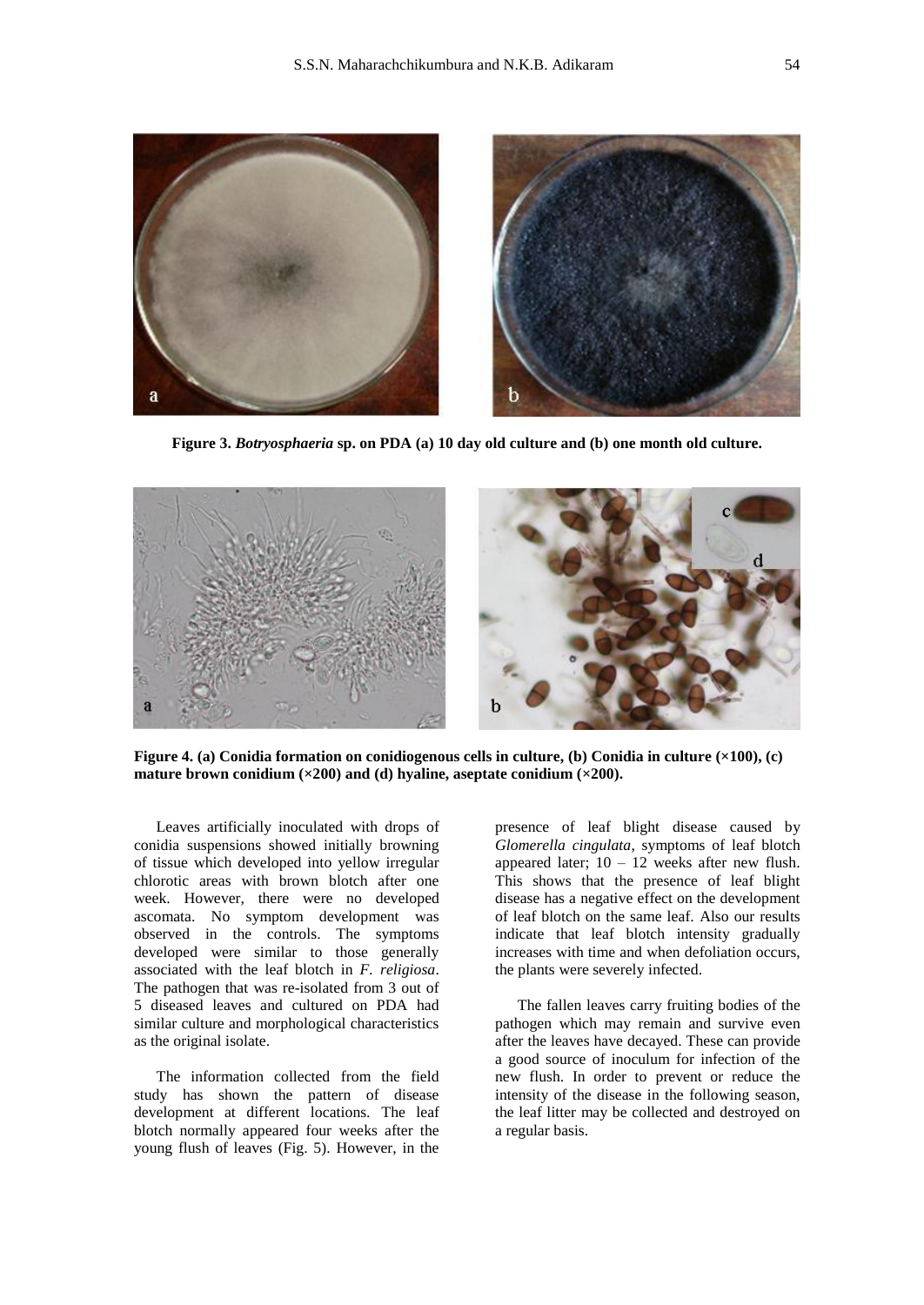**Figure 3.** ***Botryosphaeria*** **sp. on PDA (a) 10 day old culture and (b) one month old culture.**

**Figure 4. (a) Conidia formation on conidiogenous cells in culture, (b) Conidia in culture (×100), (c) mature brown conidium (×200) and (d) hyaline, aseptate conidium (×200).**

Leaves artificially inoculated with drops of conidia suspensions showed initially browning of tissue which developed into yellow irregular chlorotic areas with brown blotch after one week. However, there were no developed ascomata. No symptom development was observed in the controls. The symptoms developed were similar to those generally associated with the leaf blotch in *F. religiosa*. The pathogen that was re-isolated from 3 out of 5 diseased leaves and cultured on PDA had similar culture and morphological characteristics as the original isolate.

The information collected from the field study has shown the pattern of disease development at different locations. The leaf blotch normally appeared four weeks after the young flush of leaves (Fig. 5). However, in the presence of leaf blight disease caused by *Glomerella cingulata*, symptoms of leaf blotch appeared later; 10 – 12 weeks after new flush. This shows that the presence of leaf blight disease has a negative effect on the development of leaf blotch on the same leaf. Also our results indicate that leaf blotch intensity gradually increases with time and when defoliation occurs, the plants were severely infected.

The fallen leaves carry fruiting bodies of the pathogen which may remain and survive even after the leaves have decayed. These can provide a good source of inoculum for infection of the new flush. In order to prevent or reduce the intensity of the disease in the following season, the leaf litter may be collected and destroyed on a regular basis.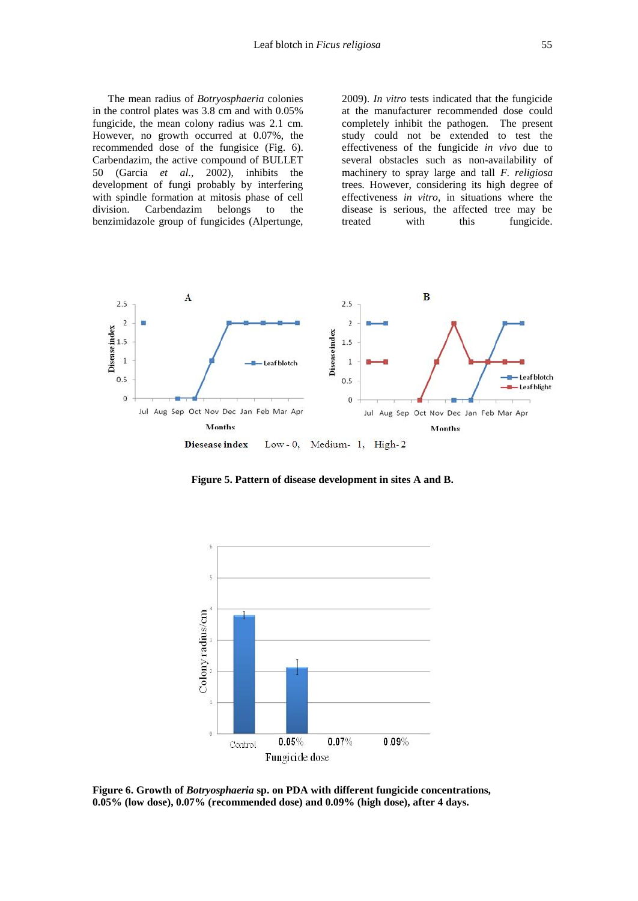The mean radius of *Botryosphaeria* colonies in the control plates was 3.8 cm and with 0.05% fungicide, the mean colony radius was 2.1 cm. However, no growth occurred at 0.07%, the recommended dose of the fungisice (Fig. 6). Carbendazim, the active compound of BULLET 50 (Garcia *et al.*, 2002), inhibits the development of fungi probably by interfering with spindle formation at mitosis phase of cell division. Carbendazim belongs to the benzimidazole group of fungicides (Alpertunge, 2009). *In vitro* tests indicated that the fungicide at the manufacturer recommended dose could completely inhibit the pathogen. The present study could not be extended to test the effectiveness of the fungicide *in vivo* due to several obstacles such as non-availability of machinery to spray large and tall *F. religiosa* trees. However, considering its high degree of effectiveness *in vitro*, in situations where the disease is serious, the affected tree may be treated with this fungicide.

Disease index Low - 0, Medium- 1, High- 2

**Figure 5. Pattern of disease development in sites A and B.**

**Figure 6. Growth of *Botryosphaeria* sp. on PDA with different fungicide concentrations, 0.05% (low dose), 0.07% (recommended dose) and 0.09% (high dose), after 4 days.**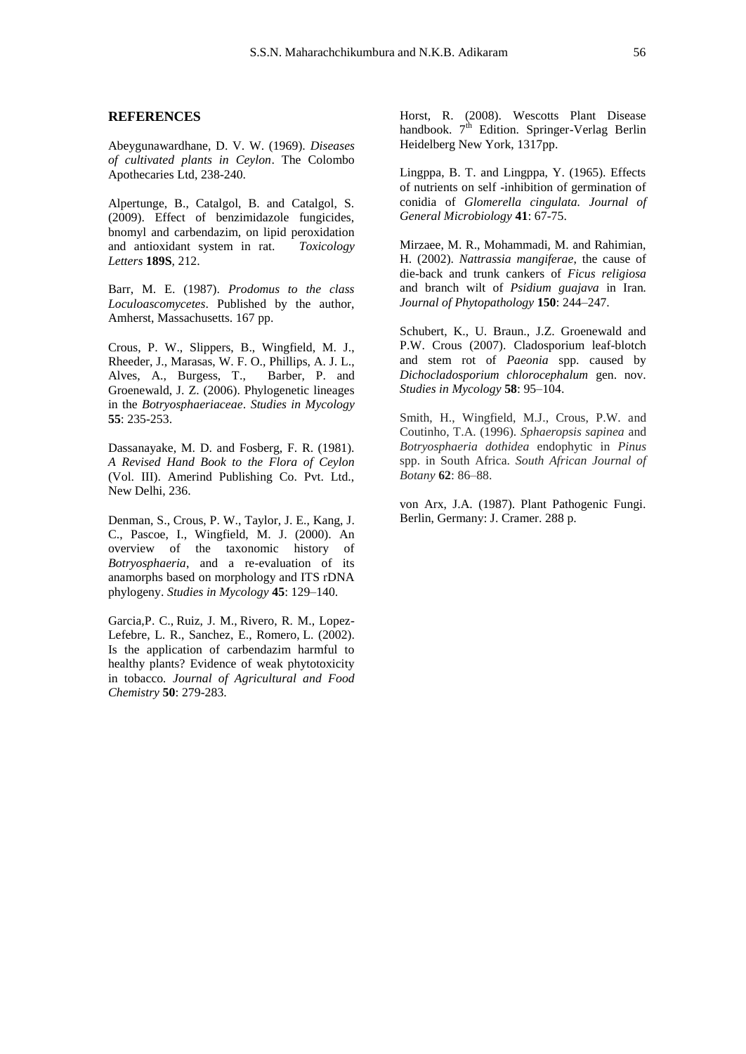## REFERENCES

Abeygunawardhane, D. V. W. (1969). *Diseases of cultivated plants in Ceylon*. The Colombo Apothecaries Ltd, 238-240.

Alpertunge, B., Catalgol, B. and Catalgol, S. (2009). Effect of benzimidazole fungicides, bnomyl and carbendazim, on lipid peroxidation and antioxidant system in rat. *Toxicology Letters* **189S**, 212.

Barr, M. E. (1987). *Prodomus to the class Loculoascomycetes*. Published by the author, Amherst, Massachusetts. 167 pp.

Crous, P. W., Slippers, B., Wingfield, M. J., Rheeder, J., Marasas, W. F. O., Phillips, A. J. L., Alves, A., Burgess, T., Barber, P. and Groenewald, J. Z. (2006). Phylogenetic lineages in the *Botryosphaeriaceae*. *Studies in Mycology* **55**: 235-253.

Dassanayake, M. D. and Fosberg, F. R. (1981). *A Revised Hand Book to the Flora of Ceylon* (Vol. III). Amerind Publishing Co. Pvt. Ltd., New Delhi, 236.

Denman, S., Crous, P. W., Taylor, J. E., Kang, J. C., Pascoe, I., Wingfield, M. J. (2000). An overview of the taxonomic history of *Botryosphaeria*, and a re-evaluation of its anamorphs based on morphology and ITS rDNA phylogeny. *Studies in Mycology* **45**: 129–140.

Garcia,P. C., Ruiz, J. M., Rivero, R. M., Lopez-Lefebre, L. R., Sanchez, E., Romero, L. (2002). Is the application of carbendazim harmful to healthy plants? Evidence of weak phytotoxicity in tobacco. *Journal of Agricultural and Food Chemistry* **50**: 279-283.

Horst, R. (2008). Wescotts Plant Disease handbook. 7th Edition. Springer-Verlag Berlin Heidelberg New York, 1317pp.

Lingppa, B. T. and Lingppa, Y. (1965). Effects of nutrients on self -inhibition of germination of conidia of *Glomerella cingulata. Journal of General Microbiology* **41**: 67-75.

Mirzaee, M. R., Mohammadi, M. and Rahimian, H. (2002). *Nattrassia mangiferae*, the cause of die-back and trunk cankers of *Ficus religiosa* and branch wilt of *Psidium guajava* in Iran. *Journal of Phytopathology* **150**: 244–247.

Schubert, K., U. Braun., J.Z. Groenewald and P.W. Crous (2007). Cladosporium leaf-blotch and stem rot of *Paeonia* spp. caused by *Dichocladosporium chlorocephalum* gen. nov. *Studies in Mycology* **58**: 95–104.

Smith, H., Wingfield, M.J., Crous, P.W. and Coutinho, T.A. (1996). *Sphaeropsis sapinea* and *Botryosphaeria dothidea* endophytic in *Pinus* spp. in South Africa. *South African Journal of Botany* **62**: 86–88.

von Arx, J.A. (1987). Plant Pathogenic Fungi. Berlin, Germany: J. Cramer. 288 p.